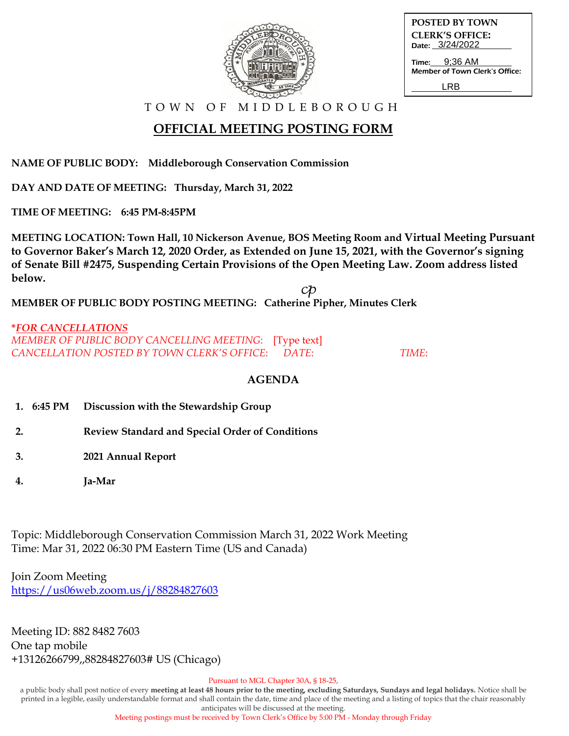POSTED BY TOWN CLERK'S OFFICE:
Date: 3/24/2022
Time: 9;36 AM
Member of Town Clerk's Office:
LRB

TOWN OF MIDDLEBOROUGH

# OFFICIAL MEETING POSTING FORM

**NAME OF PUBLIC BODY: Middleborough Conservation Commission**

**DAY AND DATE OF MEETING: Thursday, March 31, 2022**

**TIME OF MEETING: 6:45 PM-8:45PM**

**MEETING LOCATION: Town Hall, 10 Nickerson Avenue, BOS Meeting Room and Virtual Meeting Pursuant to Governor Baker's March 12, 2020 Order, as Extended on June 15, 2021, with the Governor's signing of Senate Bill #2475, Suspending Certain Provisions of the Open Meeting Law. Zoom address listed below.**

**MEMBER OF PUBLIC BODY POSTING MEETING: Catherine Pipher, Minutes Clerk** cp

***FOR CANCELLATIONS***
*MEMBER OF PUBLIC BODY CANCELLING MEETING:* [Type text]
*CANCELLATION POSTED BY TOWN CLERK'S OFFICE: DATE: TIME:*

## AGENDA

1. **6:45 PM Discussion with the Stewardship Group**
2. **Review Standard and Special Order of Conditions**
3. **2021 Annual Report**
4. **Ja-Mar**

Topic: Middleborough Conservation Commission March 31, 2022 Work Meeting
Time: Mar 31, 2022 06:30 PM Eastern Time (US and Canada)

Join Zoom Meeting
https://us06web.zoom.us/j/88284827603

Meeting ID: 882 8482 7603
One tap mobile
+13126266799,,88284827603# US (Chicago)

Pursuant to MGL Chapter 30A, § 18-25,
a public body shall post notice of every **meeting at least 48 hours prior to the meeting, excluding Saturdays, Sundays and legal holidays.** Notice shall be printed in a legible, easily understandable format and shall contain the date, time and place of the meeting and a listing of topics that the chair reasonably anticipates will be discussed at the meeting.
Meeting postings must be received by Town Clerk's Office by 5:00 PM - Monday through Friday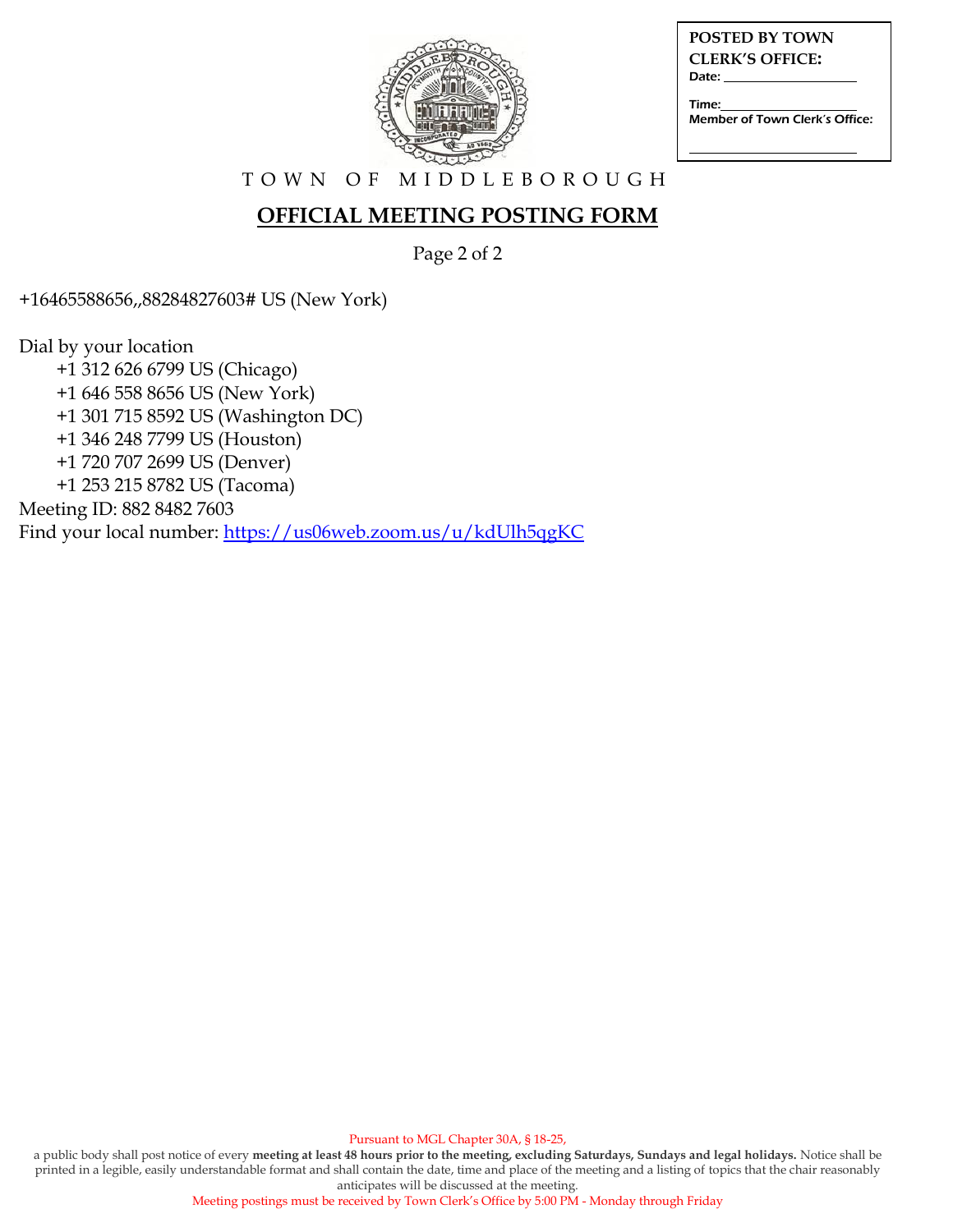POSTED BY TOWN CLERK'S OFFICE:
Date: ____________________
Time: ____________________
Member of Town Clerk's Office:

____________________

TOWN OF MIDDLEBOROUGH

# OFFICIAL MEETING POSTING FORM

+16465588656,,88284827603# US (New York)

Dial by your location

- +1 312 626 6799 US (Chicago)
- +1 646 558 8656 US (New York)
- +1 301 715 8592 US (Washington DC)
- +1 346 248 7799 US (Houston)
- +1 720 707 2699 US (Denver)
- +1 253 215 8782 US (Tacoma)

Meeting ID: 882 8482 7603

Find your local number: https://us06web.zoom.us/u/kdUlh5qgKC

Pursuant to MGL Chapter 30A, § 18-25,

a public body shall post notice of every **meeting at least 48 hours prior to the meeting, excluding Saturdays, Sundays and legal holidays.** Notice shall be printed in a legible, easily understandable format and shall contain the date, time and place of the meeting and a listing of topics that the chair reasonably anticipates will be discussed at the meeting.

Meeting postings must be received by Town Clerk's Office by 5:00 PM - Monday through Friday